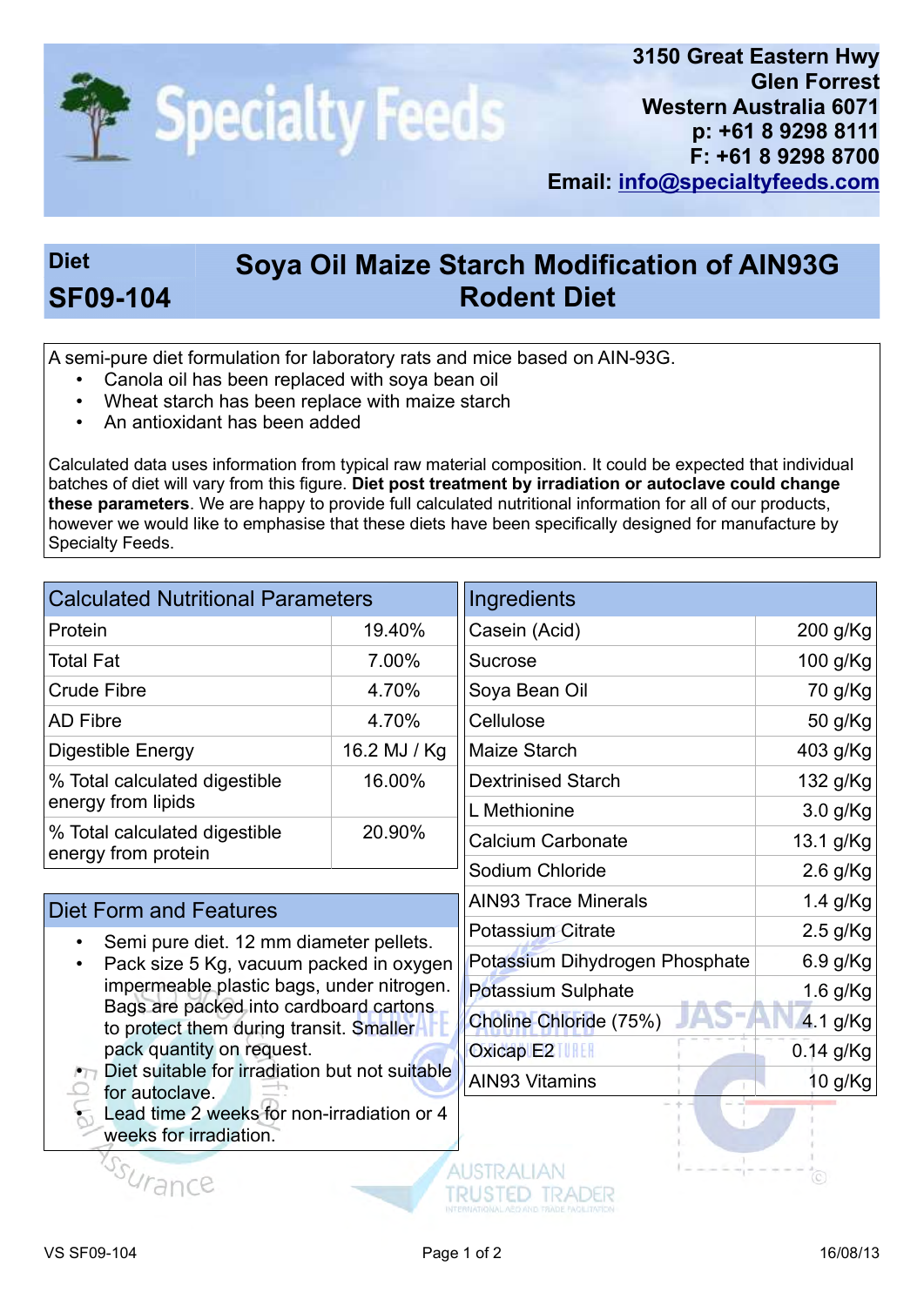**Specialty Feeds**

**3150 Great Eastern Hwy**
**Glen Forrest**
**Western Australia 6071**
**p: +61 8 9298 8111**
**F: +61 8 9298 8700**
**Email: info@specialtyfeeds.com**

# Diet SF09-104 — Soya Oil Maize Starch Modification of AIN93G Rodent Diet

A semi-pure diet formulation for laboratory rats and mice based on AIN-93G.

- Canola oil has been replaced with soya bean oil
- Wheat starch has been replace with maize starch
- An antioxidant has been added

Calculated data uses information from typical raw material composition. It could be expected that individual batches of diet will vary from this figure. **Diet post treatment by irradiation or autoclave could change these parameters**. We are happy to provide full calculated nutritional information for all of our products, however we would like to emphasise that these diets have been specifically designed for manufacture by Specialty Feeds.

## Calculated Nutritional Parameters

| Parameter | Value |
|---|---|
| Protein | 19.40% |
| Total Fat | 7.00% |
| Crude Fibre | 4.70% |
| AD Fibre | 4.70% |
| Digestible Energy | 16.2 MJ / Kg |
| % Total calculated digestible energy from lipids | 16.00% |
| % Total calculated digestible energy from protein | 20.90% |

## Diet Form and Features

- Semi pure diet. 12 mm diameter pellets.
- Pack size 5 Kg, vacuum packed in oxygen impermeable plastic bags, under nitrogen. Bags are packed into cardboard cartons to protect them during transit. Smaller pack quantity on request.
- Diet suitable for irradiation but not suitable for autoclave.
- Lead time 2 weeks for non-irradiation or 4 weeks for irradiation.

## Ingredients

| Ingredient | Amount |
|---|---|
| Casein (Acid) | 200 g/Kg |
| Sucrose | 100 g/Kg |
| Soya Bean Oil | 70 g/Kg |
| Cellulose | 50 g/Kg |
| Maize Starch | 403 g/Kg |
| Dextrinised Starch | 132 g/Kg |
| L Methionine | 3.0 g/Kg |
| Calcium Carbonate | 13.1 g/Kg |
| Sodium Chloride | 2.6 g/Kg |
| AIN93 Trace Minerals | 1.4 g/Kg |
| Potassium Citrate | 2.5 g/Kg |
| Potassium Dihydrogen Phosphate | 6.9 g/Kg |
| Potassium Sulphate | 1.6 g/Kg |
| Choline Chloride (75%) | 4.1 g/Kg |
| Oxicap E2 | 0.14 g/Kg |
| AIN93 Vitamins | 10 g/Kg |

VS SF09-104 16/08/13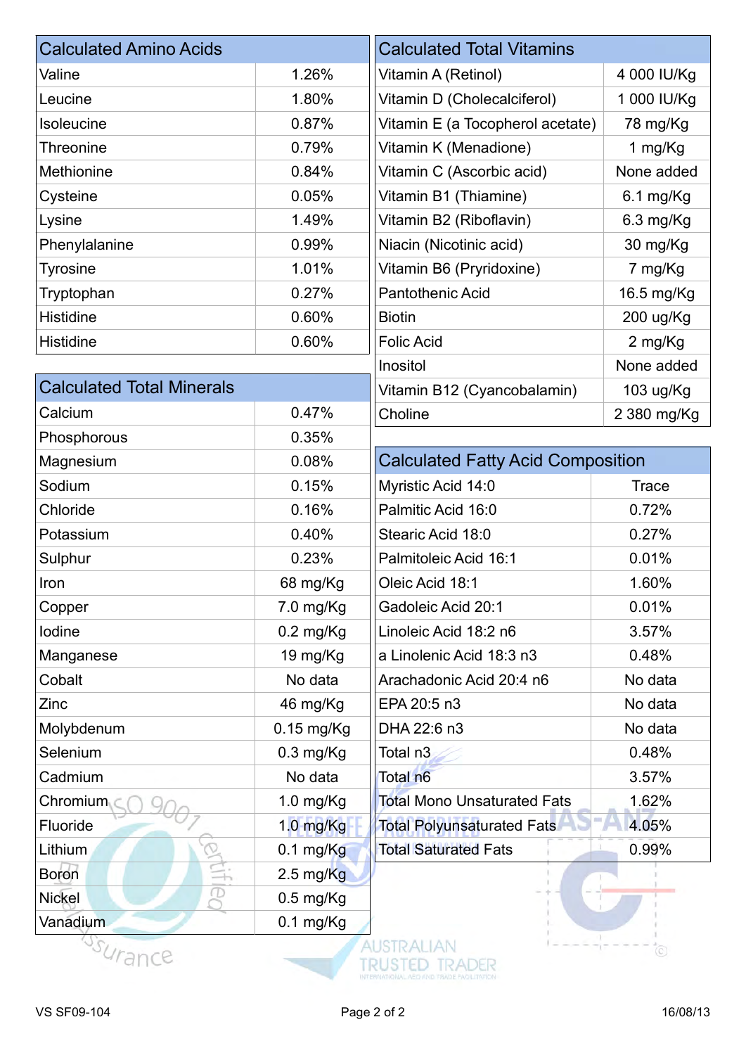| Calculated Amino Acids | |
|---|---|
| Valine | 1.26% |
| Leucine | 1.80% |
| Isoleucine | 0.87% |
| Threonine | 0.79% |
| Methionine | 0.84% |
| Cysteine | 0.05% |
| Lysine | 1.49% |
| Phenylalanine | 0.99% |
| Tyrosine | 1.01% |
| Tryptophan | 0.27% |
| Histidine | 0.60% |
| Histidine | 0.60% |

| Calculated Total Minerals | |
|---|---|
| Calcium | 0.47% |
| Phosphorous | 0.35% |
| Magnesium | 0.08% |
| Sodium | 0.15% |
| Chloride | 0.16% |
| Potassium | 0.40% |
| Sulphur | 0.23% |
| Iron | 68 mg/Kg |
| Copper | 7.0 mg/Kg |
| Iodine | 0.2 mg/Kg |
| Manganese | 19 mg/Kg |
| Cobalt | No data |
| Zinc | 46 mg/Kg |
| Molybdenum | 0.15 mg/Kg |
| Selenium | 0.3 mg/Kg |
| Cadmium | No data |
| Chromium | 1.0 mg/Kg |
| Fluoride | 1.0 mg/Kg |
| Lithium | 0.1 mg/Kg |
| Boron | 2.5 mg/Kg |
| Nickel | 0.5 mg/Kg |
| Vanadium | 0.1 mg/Kg |

| Calculated Total Vitamins | |
|---|---|
| Vitamin A (Retinol) | 4 000 IU/Kg |
| Vitamin D (Cholecalciferol) | 1 000 IU/Kg |
| Vitamin E (a Tocopherol acetate) | 78 mg/Kg |
| Vitamin K (Menadione) | 1 mg/Kg |
| Vitamin C (Ascorbic acid) | None added |
| Vitamin B1 (Thiamine) | 6.1 mg/Kg |
| Vitamin B2 (Riboflavin) | 6.3 mg/Kg |
| Niacin (Nicotinic acid) | 30 mg/Kg |
| Vitamin B6 (Pryridoxine) | 7 mg/Kg |
| Pantothenic Acid | 16.5 mg/Kg |
| Biotin | 200 ug/Kg |
| Folic Acid | 2 mg/Kg |
| Inositol | None added |
| Vitamin B12 (Cyancobalamin) | 103 ug/Kg |
| Choline | 2 380 mg/Kg |

| Calculated Fatty Acid Composition | |
|---|---|
| Myristic Acid 14:0 | Trace |
| Palmitic Acid 16:0 | 0.72% |
| Stearic Acid 18:0 | 0.27% |
| Palmitoleic Acid 16:1 | 0.01% |
| Oleic Acid 18:1 | 1.60% |
| Gadoleic Acid 20:1 | 0.01% |
| Linoleic Acid 18:2 n6 | 3.57% |
| a Linolenic Acid 18:3 n3 | 0.48% |
| Arachadonic Acid 20:4 n6 | No data |
| EPA 20:5 n3 | No data |
| DHA 22:6 n3 | No data |
| Total n3 | 0.48% |
| Total n6 | 3.57% |
| Total Mono Unsaturated Fats | 1.62% |
| Total Polyunsaturated Fats | 4.05% |
| Total Saturated Fats | 0.99% |

VS SF09-104

16/08/13